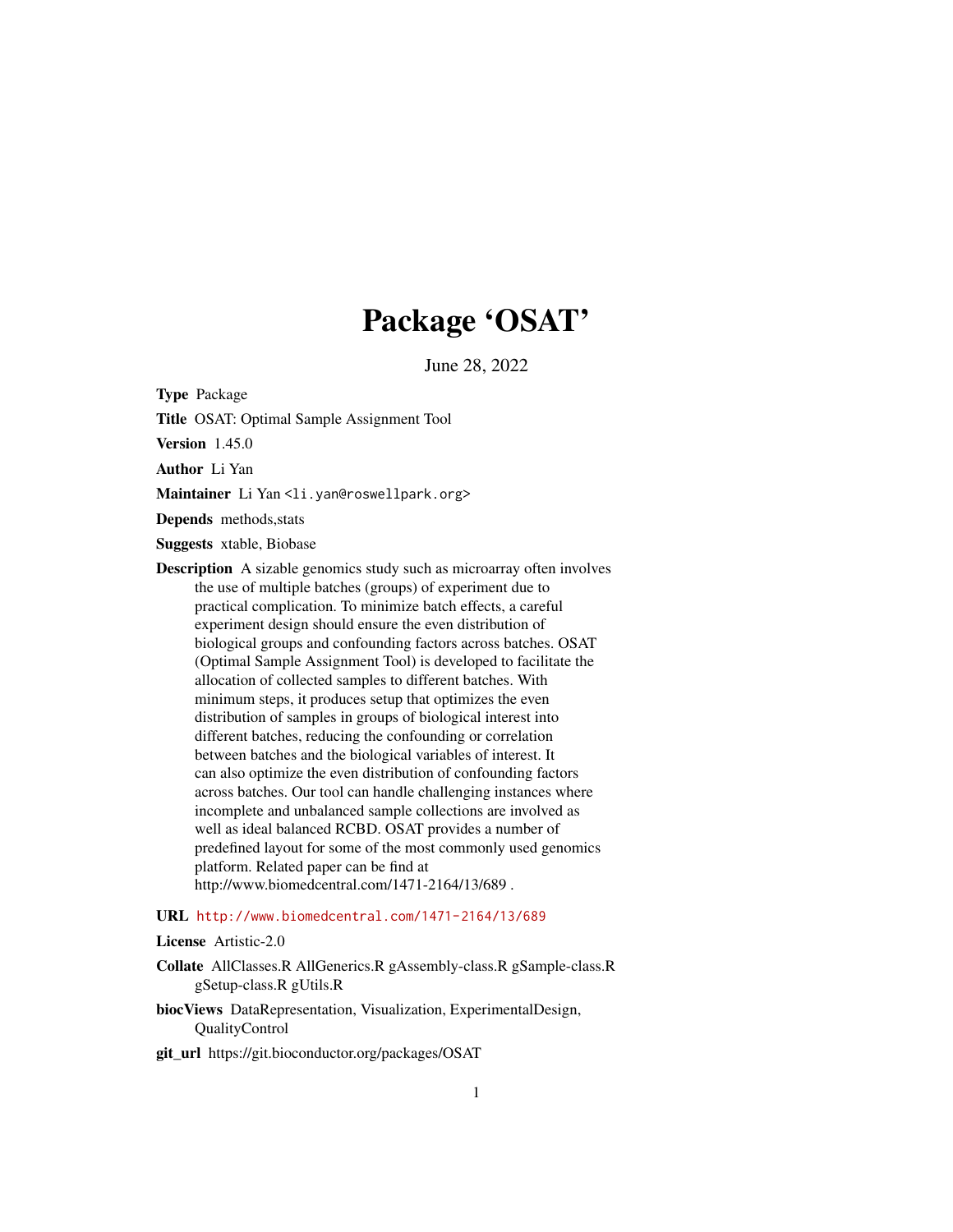# Package 'OSAT'

June 28, 2022

**Type** Package

**Title** OSAT: Optimal Sample Assignment Tool

**Version** 1.45.0

**Author** Li Yan

**Maintainer** Li Yan <li.yan@roswellpark.org>

**Depends** methods,stats

**Suggests** xtable, Biobase

**Description** A sizable genomics study such as microarray often involves the use of multiple batches (groups) of experiment due to practical complication. To minimize batch effects, a careful experiment design should ensure the even distribution of biological groups and confounding factors across batches. OSAT (Optimal Sample Assignment Tool) is developed to facilitate the allocation of collected samples to different batches. With minimum steps, it produces setup that optimizes the even distribution of samples in groups of biological interest into different batches, reducing the confounding or correlation between batches and the biological variables of interest. It can also optimize the even distribution of confounding factors across batches. Our tool can handle challenging instances where incomplete and unbalanced sample collections are involved as well as ideal balanced RCBD. OSAT provides a number of predefined layout for some of the most commonly used genomics platform. Related paper can be find at http://www.biomedcentral.com/1471-2164/13/689 .

**URL** http://www.biomedcentral.com/1471-2164/13/689

**License** Artistic-2.0

**Collate** AllClasses.R AllGenerics.R gAssembly-class.R gSample-class.R gSetup-class.R gUtils.R

**biocViews** DataRepresentation, Visualization, ExperimentalDesign, QualityControl

**git_url** https://git.bioconductor.org/packages/OSAT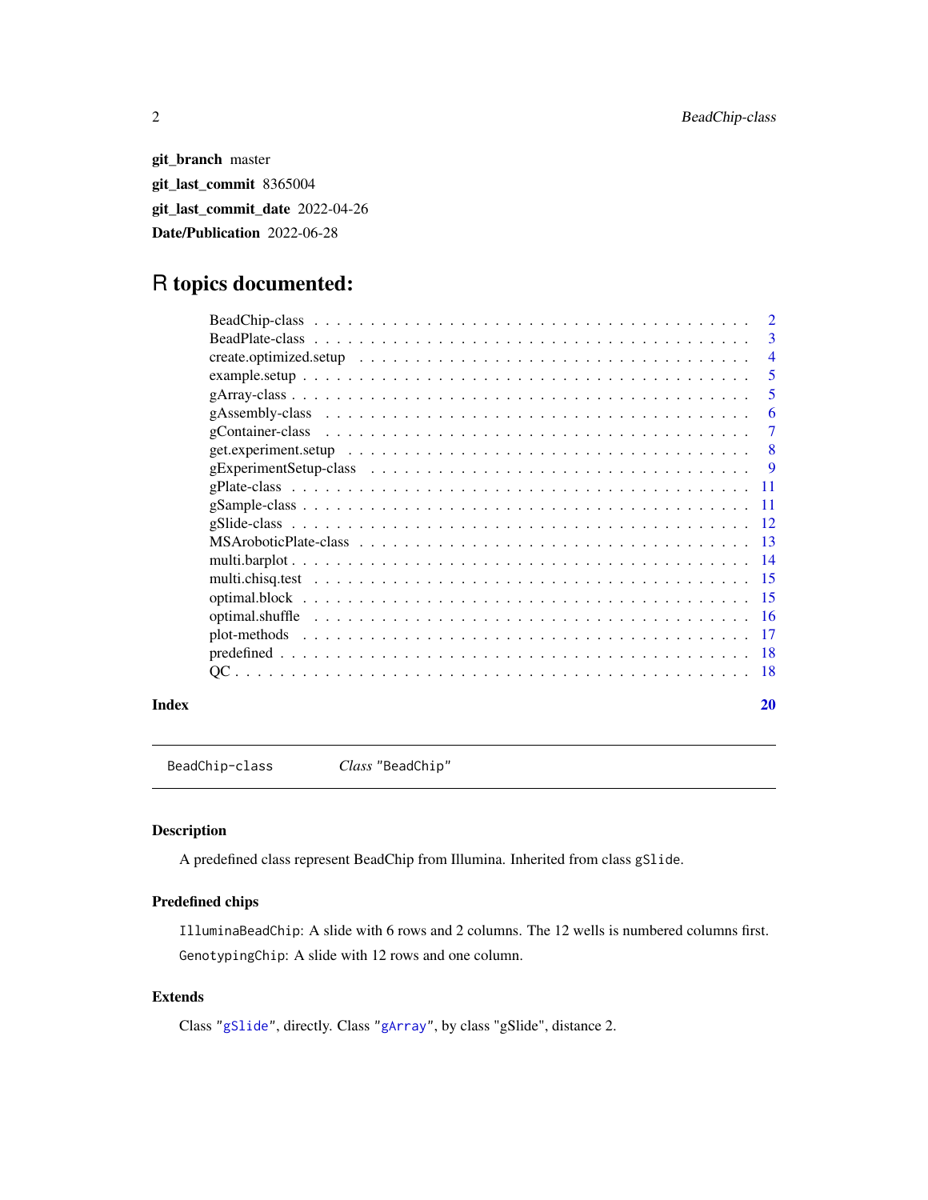**git_branch** master

**git_last_commit** 8365004

**git_last_commit_date** 2022-04-26

**Date/Publication** 2022-06-28

# R topics documented:

| | |
|---|---|
| BeadChip-class | 2 |
| BeadPlate-class | 3 |
| create.optimized.setup | 4 |
| example.setup | 5 |
| gArray-class | 5 |
| gAssembly-class | 6 |
| gContainer-class | 7 |
| get.experiment.setup | 8 |
| gExperimentSetup-class | 9 |
| gPlate-class | 11 |
| gSample-class | 11 |
| gSlide-class | 12 |
| MSAroboticPlate-class | 13 |
| multi.barplot | 14 |
| multi.chisq.test | 15 |
| optimal.block | 15 |
| optimal.shuffle | 16 |
| plot-methods | 17 |
| predefined | 18 |
| QC | 18 |

**Index** **20**

---

`BeadChip-class` *Class* `"BeadChip"`

---

## Description

A predefined class represent BeadChip from Illumina. Inherited from class `gSlide`.

## Predefined chips

`IlluminaBeadChip`: A slide with 6 rows and 2 columns. The 12 wells is numbered columns first.

`GenotypingChip`: A slide with 12 rows and one column.

## Extends

Class `"gSlide"`, directly. Class `"gArray"`, by class "gSlide", distance 2.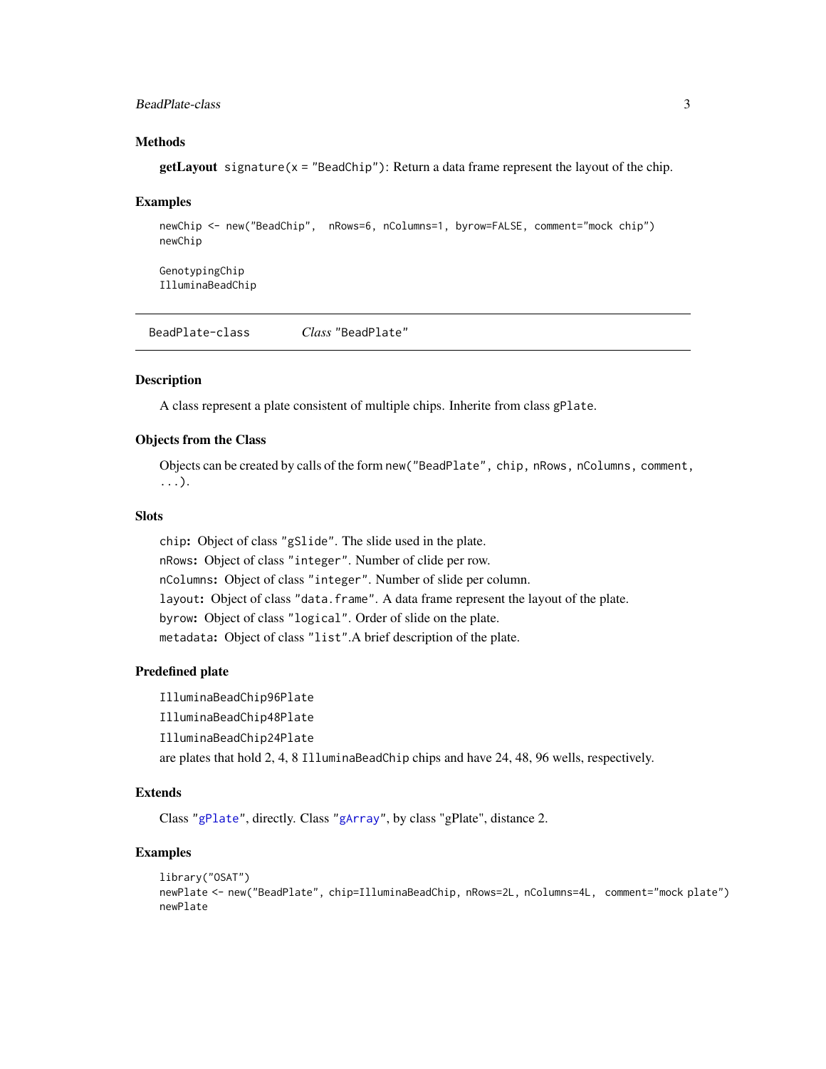### Methods

**getLayout** `signature(x = "BeadChip")`: Return a data frame represent the layout of the chip.

### Examples

```
newChip <- new("BeadChip",  nRows=6, nColumns=1, byrow=FALSE, comment="mock chip")
newChip

GenotypingChip
IlluminaBeadChip
```

---

`BeadPlate-class` *Class* `"BeadPlate"`

---

### Description

A class represent a plate consistent of multiple chips. Inherite from class `gPlate`.

### Objects from the Class

Objects can be created by calls of the form `new("BeadPlate", chip, nRows, nColumns, comment, ...)`.

### Slots

`chip`**:** Object of class `"gSlide"`. The slide used in the plate.

`nRows`**:** Object of class `"integer"`. Number of clide per row.

`nColumns`**:** Object of class `"integer"`. Number of slide per column.

`layout`**:** Object of class `"data.frame"`. A data frame represent the layout of the plate.

`byrow`**:** Object of class `"logical"`. Order of slide on the plate.

`metadata`**:** Object of class `"list"`.A brief description of the plate.

### Predefined plate

`IlluminaBeadChip96Plate`

`IlluminaBeadChip48Plate`

`IlluminaBeadChip24Plate`

are plates that hold 2, 4, 8 `IlluminaBeadChip` chips and have 24, 48, 96 wells, respectively.

### Extends

Class `"gPlate"`, directly. Class `"gArray"`, by class "gPlate", distance 2.

### Examples

```
library("OSAT")
newPlate <- new("BeadPlate", chip=IlluminaBeadChip, nRows=2L, nColumns=4L,  comment="mock plate")
newPlate
```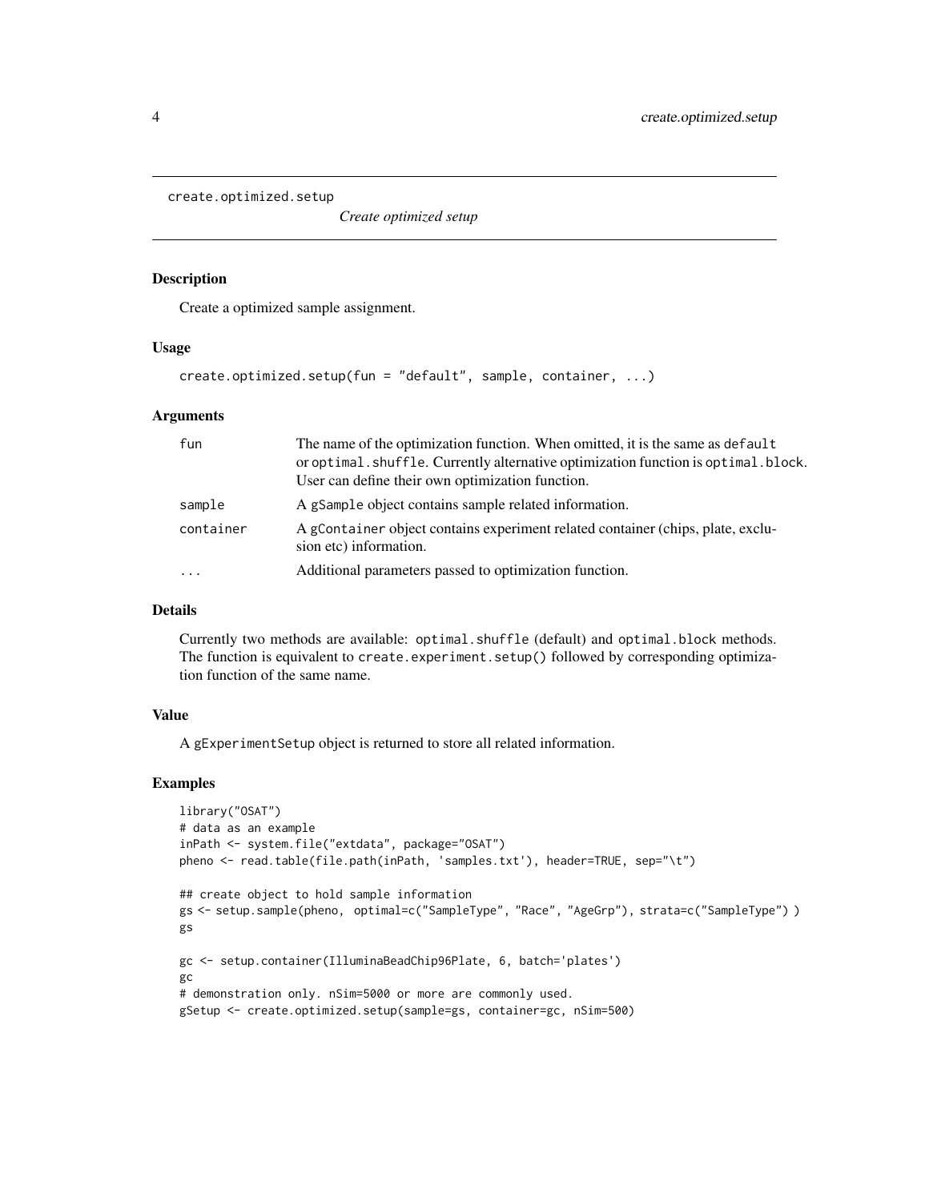# create.optimized.setup

*Create optimized setup*

## Description

Create a optimized sample assignment.

## Usage

```
create.optimized.setup(fun = "default", sample, container, ...)
```

## Arguments

| | |
|---|---|
| fun | The name of the optimization function. When omitted, it is the same as `default` or `optimal.shuffle`. Currently alternative optimization function is `optimal.block`. User can define their own optimization function. |
| sample | A `gSample` object contains sample related information. |
| container | A `gContainer` object contains experiment related container (chips, plate, exclusion etc) information. |
| ... | Additional parameters passed to optimization function. |

## Details

Currently two methods are available: `optimal.shuffle` (default) and `optimal.block` methods. The function is equivalent to `create.experiment.setup()` followed by corresponding optimization function of the same name.

## Value

A `gExperimentSetup` object is returned to store all related information.

## Examples

```
library("OSAT")
# data as an example
inPath <- system.file("extdata", package="OSAT")
pheno <- read.table(file.path(inPath, 'samples.txt'), header=TRUE, sep="\t")

## create object to hold sample information
gs <- setup.sample(pheno, optimal=c("SampleType", "Race", "AgeGrp"), strata=c("SampleType") )
gs

gc <- setup.container(IlluminaBeadChip96Plate, 6, batch='plates')
gc
# demonstration only. nSim=5000 or more are commonly used.
gSetup <- create.optimized.setup(sample=gs, container=gc, nSim=500)
```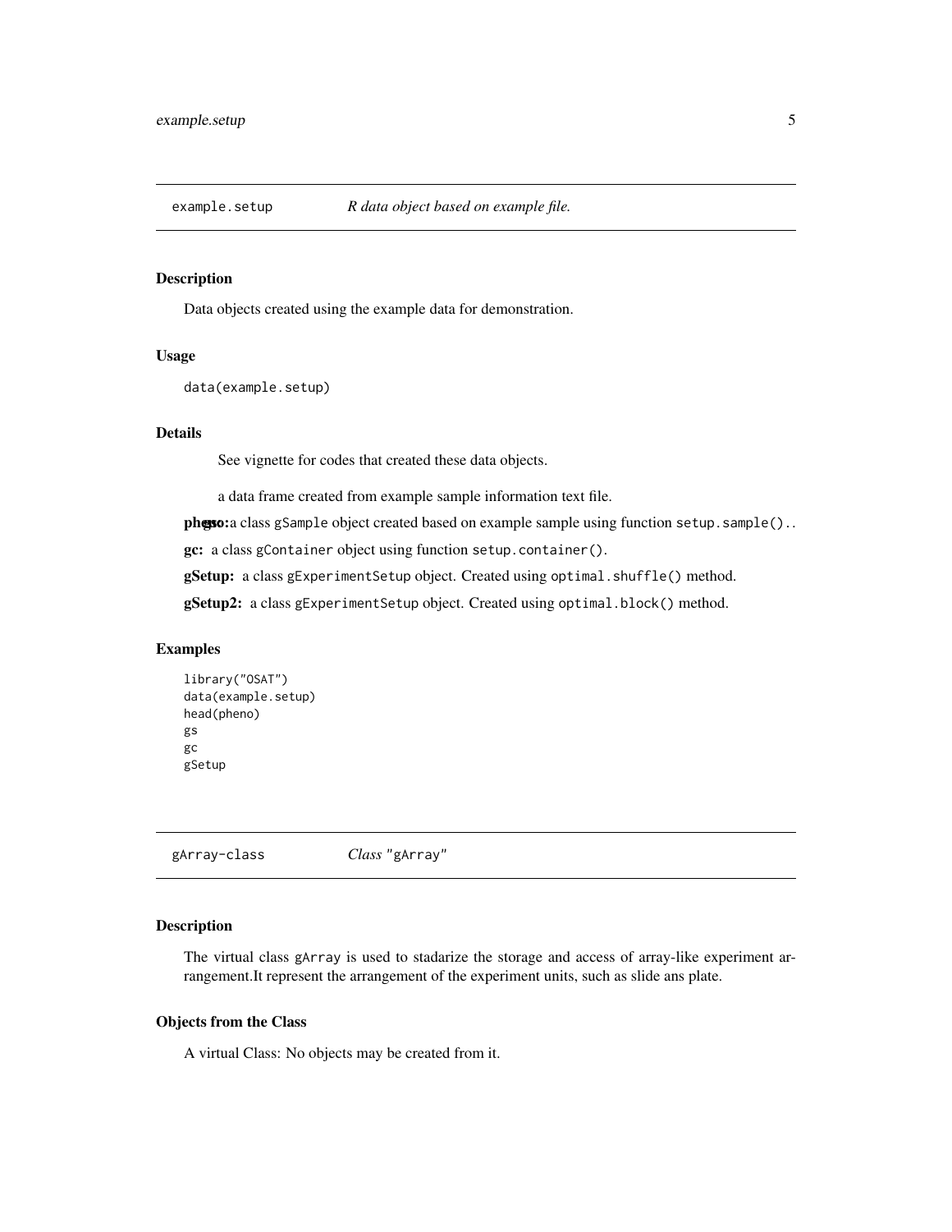## example.setup *R data object based on example file.*

### Description

Data objects created using the example data for demonstration.

### Usage

```
data(example.setup)
```

### Details

See vignette for codes that created these data objects.

a data frame created from example sample information text file.

**pheno:** 

**gs:** a class gSample object created based on example sample using function setup.sample()..

**gc:** a class gContainer object using function setup.container().

**gSetup:** a class gExperimentSetup object. Created using optimal.shuffle() method.

**gSetup2:** a class gExperimentSetup object. Created using optimal.block() method.

### Examples

```
library("OSAT")
data(example.setup)
head(pheno)
gs
gc
gSetup
```

## gArray-class *Class* "gArray"

### Description

The virtual class gArray is used to stadarize the storage and access of array-like experiment arrangement.It represent the arrangement of the experiment units, such as slide ans plate.

### Objects from the Class

A virtual Class: No objects may be created from it.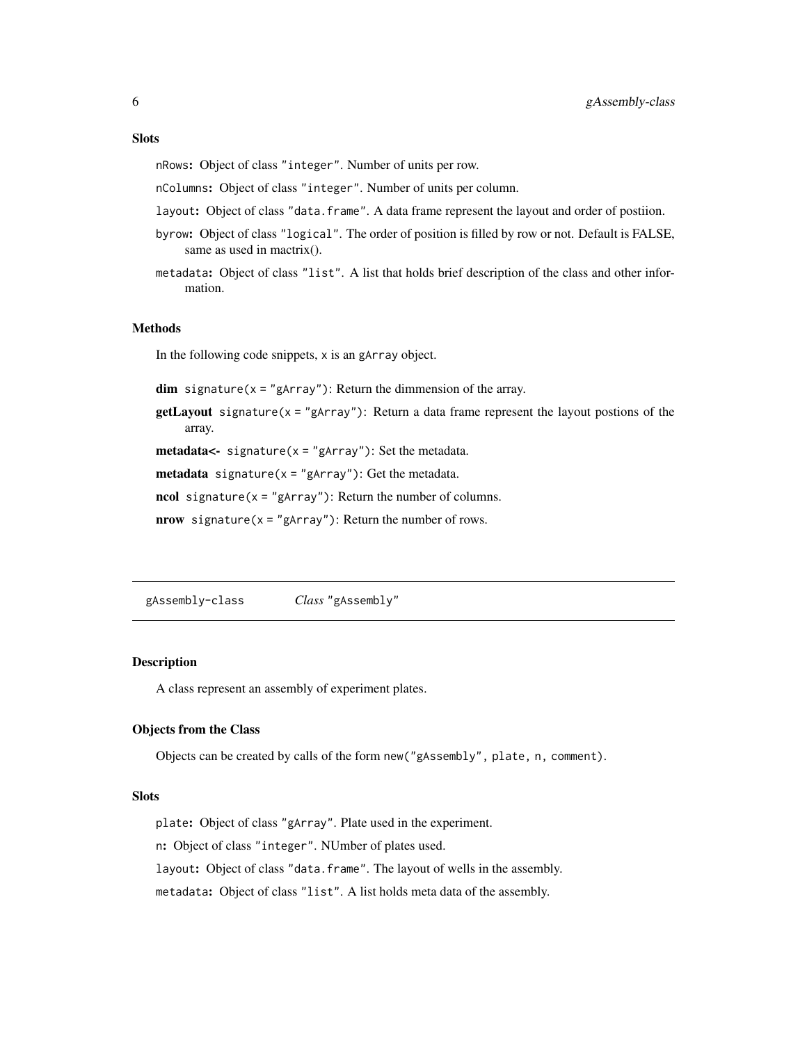### Slots

`nRows`**:** Object of class `"integer"`. Number of units per row.

`nColumns`**:** Object of class `"integer"`. Number of units per column.

`layout`**:** Object of class `"data.frame"`. A data frame represent the layout and order of postiion.

`byrow`**:** Object of class `"logical"`. The order of position is filled by row or not. Default is FALSE, same as used in mactrix().

`metadata`**:** Object of class `"list"`. A list that holds brief description of the class and other information.

### Methods

In the following code snippets, `x` is an `gArray` object.

**dim** `signature(x = "gArray")`: Return the dimmension of the array.

**getLayout** `signature(x = "gArray")`: Return a data frame represent the layout postions of the array.

**metadata<-** `signature(x = "gArray")`: Set the metadata.

**metadata** `signature(x = "gArray")`: Get the metadata.

**ncol** `signature(x = "gArray")`: Return the number of columns.

**nrow** `signature(x = "gArray")`: Return the number of rows.

---

## gAssembly-class *Class* "gAssembly"

### Description

A class represent an assembly of experiment plates.

### Objects from the Class

Objects can be created by calls of the form `new("gAssembly", plate, n, comment)`.

### Slots

`plate`**:** Object of class `"gArray"`. Plate used in the experiment.

`n`**:** Object of class `"integer"`. NUmber of plates used.

`layout`**:** Object of class `"data.frame"`. The layout of wells in the assembly.

`metadata`**:** Object of class `"list"`. A list holds meta data of the assembly.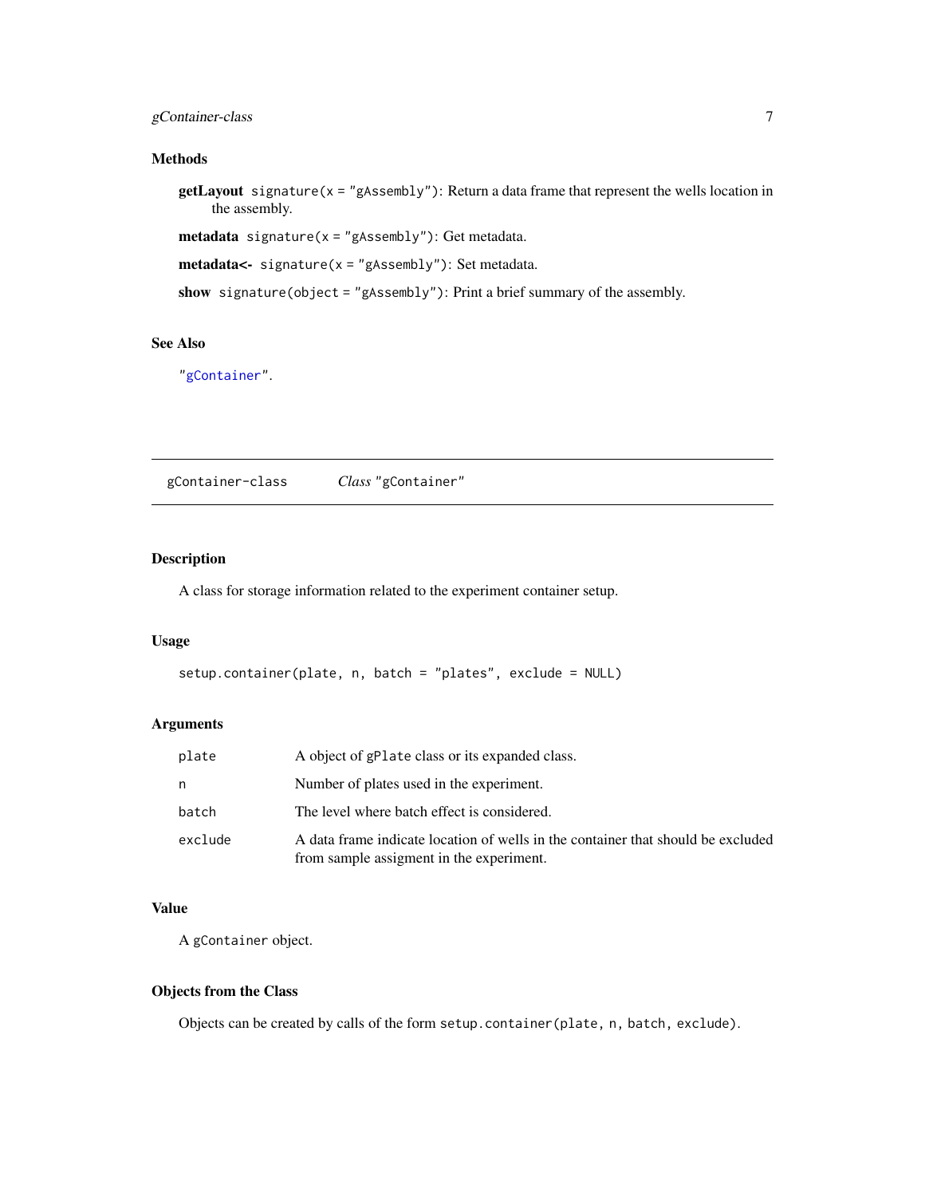## Methods

**getLayout** `signature(x = "gAssembly")`: Return a data frame that represent the wells location in the assembly.

**metadata** `signature(x = "gAssembly")`: Get metadata.

**metadata<-** `signature(x = "gAssembly")`: Set metadata.

**show** `signature(object = "gAssembly")`: Print a brief summary of the assembly.

## See Also

"gContainer".

---

# gContainer-class *Class* "gContainer"

## Description

A class for storage information related to the experiment container setup.

## Usage

```
setup.container(plate, n, batch = "plates", exclude = NULL)
```

## Arguments

| | |
|---|---|
| plate | A object of `gPlate` class or its expanded class. |
| n | Number of plates used in the experiment. |
| batch | The level where batch effect is considered. |
| exclude | A data frame indicate location of wells in the container that should be excluded from sample assigment in the experiment. |

## Value

A `gContainer` object.

## Objects from the Class

Objects can be created by calls of the form `setup.container(plate, n, batch, exclude)`.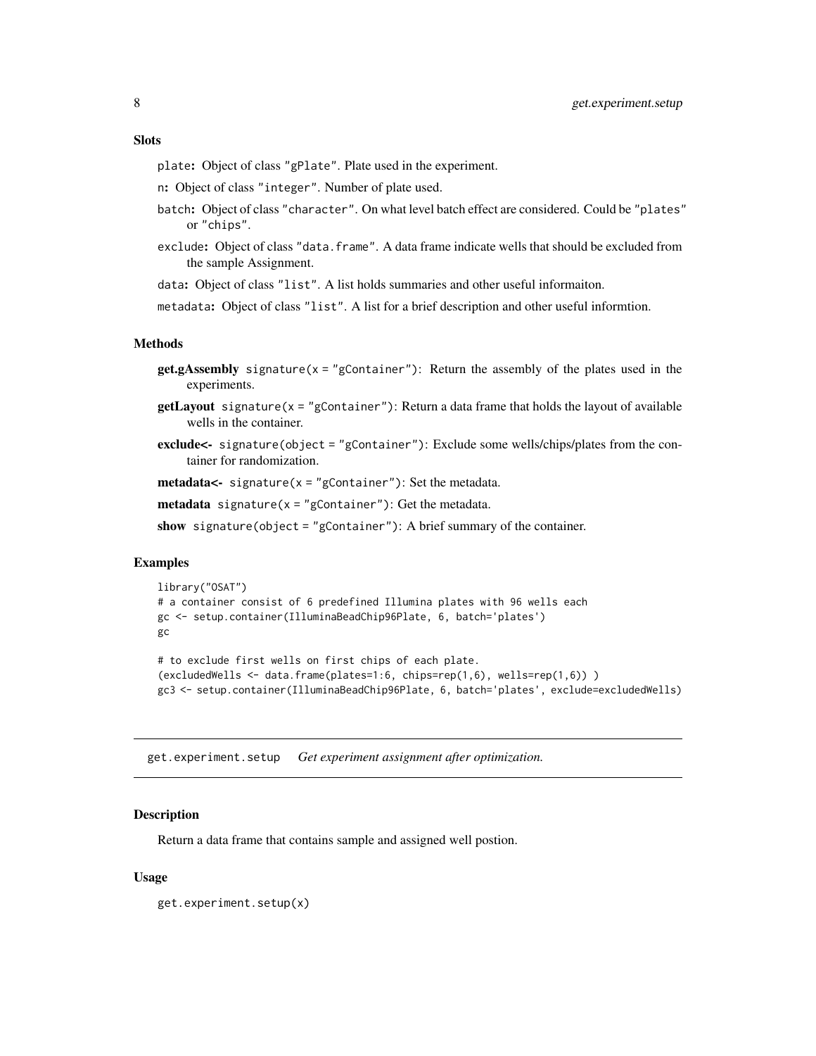### Slots

- `plate`: Object of class `"gPlate"`. Plate used in the experiment.
- `n`: Object of class `"integer"`. Number of plate used.
- `batch`: Object of class `"character"`. On what level batch effect are considered. Could be `"plates"` or `"chips"`.
- `exclude`: Object of class `"data.frame"`. A data frame indicate wells that should be excluded from the sample Assignment.
- `data`: Object of class `"list"`. A list holds summaries and other useful informaiton.
- `metadata`: Object of class `"list"`. A list for a brief description and other useful informtion.

### Methods

- **get.gAssembly** `signature(x = "gContainer")`: Return the assembly of the plates used in the experiments.
- **getLayout** `signature(x = "gContainer")`: Return a data frame that holds the layout of available wells in the container.
- **exclude<-** `signature(object = "gContainer")`: Exclude some wells/chips/plates from the container for randomization.
- **metadata<-** `signature(x = "gContainer")`: Set the metadata.
- **metadata** `signature(x = "gContainer")`: Get the metadata.
- **show** `signature(object = "gContainer")`: A brief summary of the container.

### Examples

```
library("OSAT")
# a container consist of 6 predefined Illumina plates with 96 wells each
gc <- setup.container(IlluminaBeadChip96Plate, 6, batch='plates')
gc

# to exclude first wells on first chips of each plate.
(excludedWells <- data.frame(plates=1:6, chips=rep(1,6), wells=rep(1,6)) )
gc3 <- setup.container(IlluminaBeadChip96Plate, 6, batch='plates', exclude=excludedWells)
```

---

## get.experiment.setup *Get experiment assignment after optimization.*

### Description

Return a data frame that contains sample and assigned well postion.

### Usage

```
get.experiment.setup(x)
```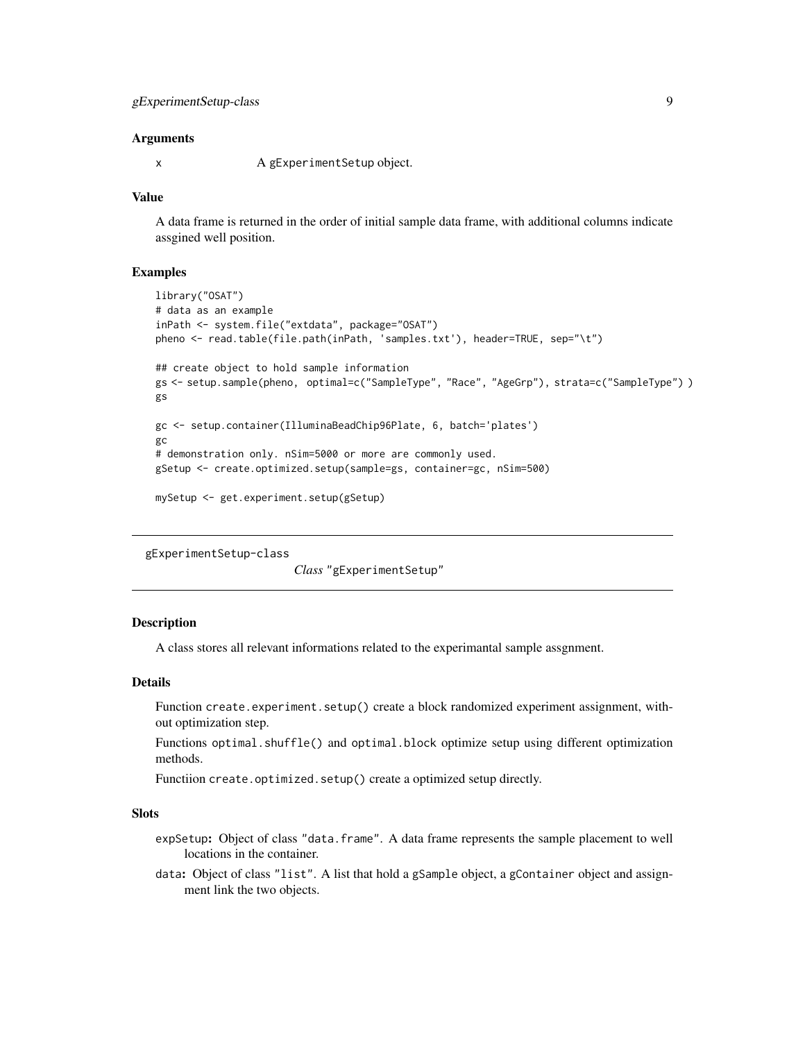### Arguments

x A gExperimentSetup object.

### Value

A data frame is returned in the order of initial sample data frame, with additional columns indicate assgined well position.

### Examples

```
library("OSAT")
# data as an example
inPath <- system.file("extdata", package="OSAT")
pheno <- read.table(file.path(inPath, 'samples.txt'), header=TRUE, sep="\t")

## create object to hold sample information
gs <- setup.sample(pheno, optimal=c("SampleType", "Race", "AgeGrp"), strata=c("SampleType") )
gs

gc <- setup.container(IlluminaBeadChip96Plate, 6, batch='plates')
gc
# demonstration only. nSim=5000 or more are commonly used.
gSetup <- create.optimized.setup(sample=gs, container=gc, nSim=500)

mySetup <- get.experiment.setup(gSetup)
```

---

## gExperimentSetup-class *Class* "gExperimentSetup"

---

### Description

A class stores all relevant informations related to the experimantal sample assgnment.

### Details

Function `create.experiment.setup()` create a block randomized experiment assignment, without optimization step.

Functions `optimal.shuffle()` and `optimal.block` optimize setup using different optimization methods.

Functiion `create.optimized.setup()` create a optimized setup directly.

### Slots

**expSetup:** Object of class "data.frame". A data frame represents the sample placement to well locations in the container.

**data:** Object of class "list". A list that hold a gSample object, a gContainer object and assignment link the two objects.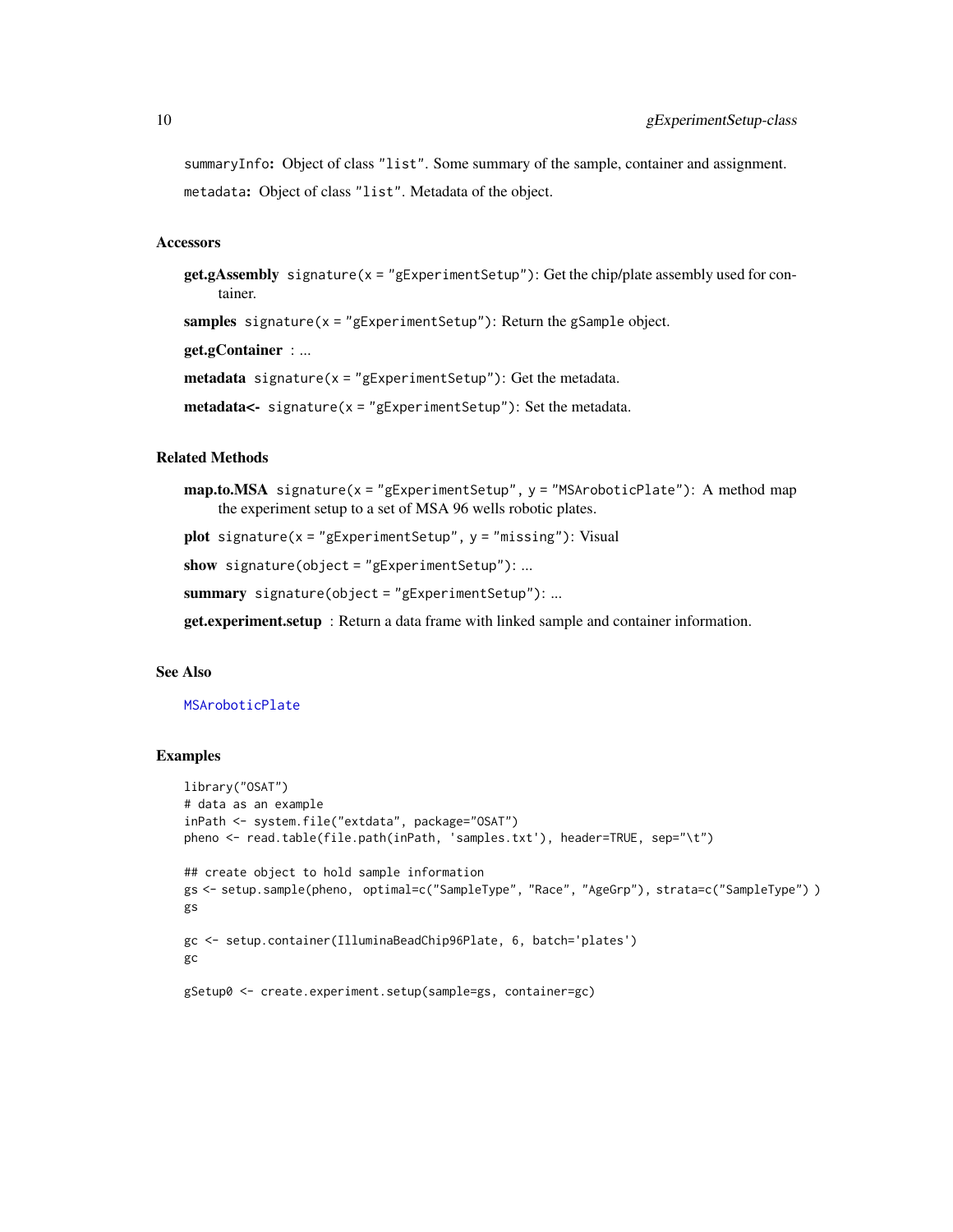summaryInfo: Object of class "list". Some summary of the sample, container and assignment.

metadata: Object of class "list". Metadata of the object.

### Accessors

**get.gAssembly** signature(x = "gExperimentSetup"): Get the chip/plate assembly used for container.

**samples** signature(x = "gExperimentSetup"): Return the gSample object.

**get.gContainer** : ...

**metadata** signature(x = "gExperimentSetup"): Get the metadata.

**metadata<-** signature(x = "gExperimentSetup"): Set the metadata.

### Related Methods

**map.to.MSA** signature(x = "gExperimentSetup", y = "MSAroboticPlate"): A method map the experiment setup to a set of MSA 96 wells robotic plates.

**plot** signature(x = "gExperimentSetup", y = "missing"): Visual

**show** signature(object = "gExperimentSetup"): ...

**summary** signature(object = "gExperimentSetup"): ...

**get.experiment.setup** : Return a data frame with linked sample and container information.

### See Also

MSAroboticPlate

### Examples

```
library("OSAT")
# data as an example
inPath <- system.file("extdata", package="OSAT")
pheno <- read.table(file.path(inPath, 'samples.txt'), header=TRUE, sep="\t")

## create object to hold sample information
gs <- setup.sample(pheno, optimal=c("SampleType", "Race", "AgeGrp"), strata=c("SampleType") )
gs

gc <- setup.container(IlluminaBeadChip96Plate, 6, batch='plates')
gc

gSetup0 <- create.experiment.setup(sample=gs, container=gc)
```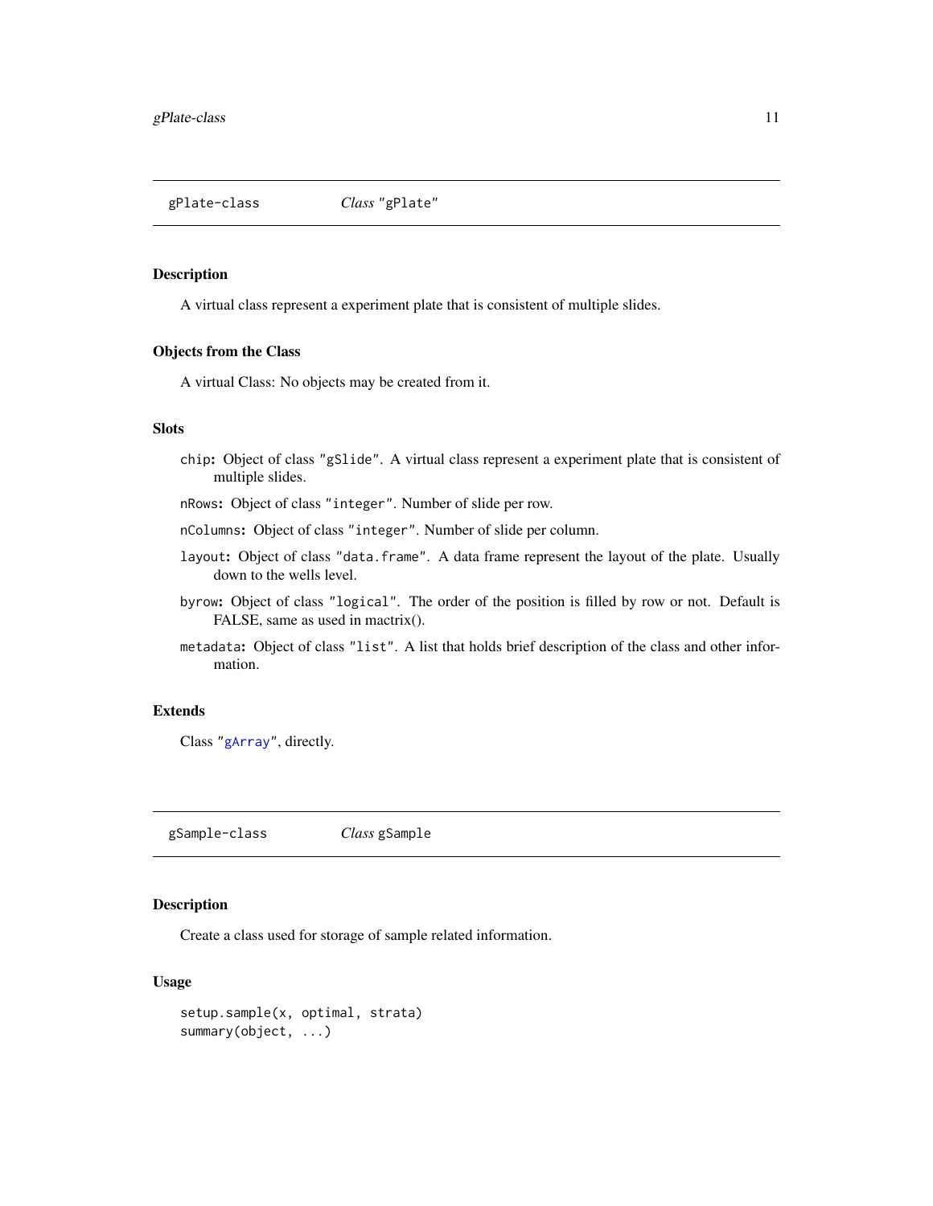## gPlate-class — *Class* "gPlate"

### Description

A virtual class represent a experiment plate that is consistent of multiple slides.

### Objects from the Class

A virtual Class: No objects may be created from it.

### Slots

- `chip`: Object of class `"gSlide"`. A virtual class represent a experiment plate that is consistent of multiple slides.
- `nRows`: Object of class `"integer"`. Number of slide per row.
- `nColumns`: Object of class `"integer"`. Number of slide per column.
- `layout`: Object of class `"data.frame"`. A data frame represent the layout of the plate. Usually down to the wells level.
- `byrow`: Object of class `"logical"`. The order of the position is filled by row or not. Default is FALSE, same as used in mactrix().
- `metadata`: Object of class `"list"`. A list that holds brief description of the class and other information.

### Extends

Class `"gArray"`, directly.

## gSample-class — *Class* gSample

### Description

Create a class used for storage of sample related information.

### Usage

```
setup.sample(x, optimal, strata)
summary(object, ...)
```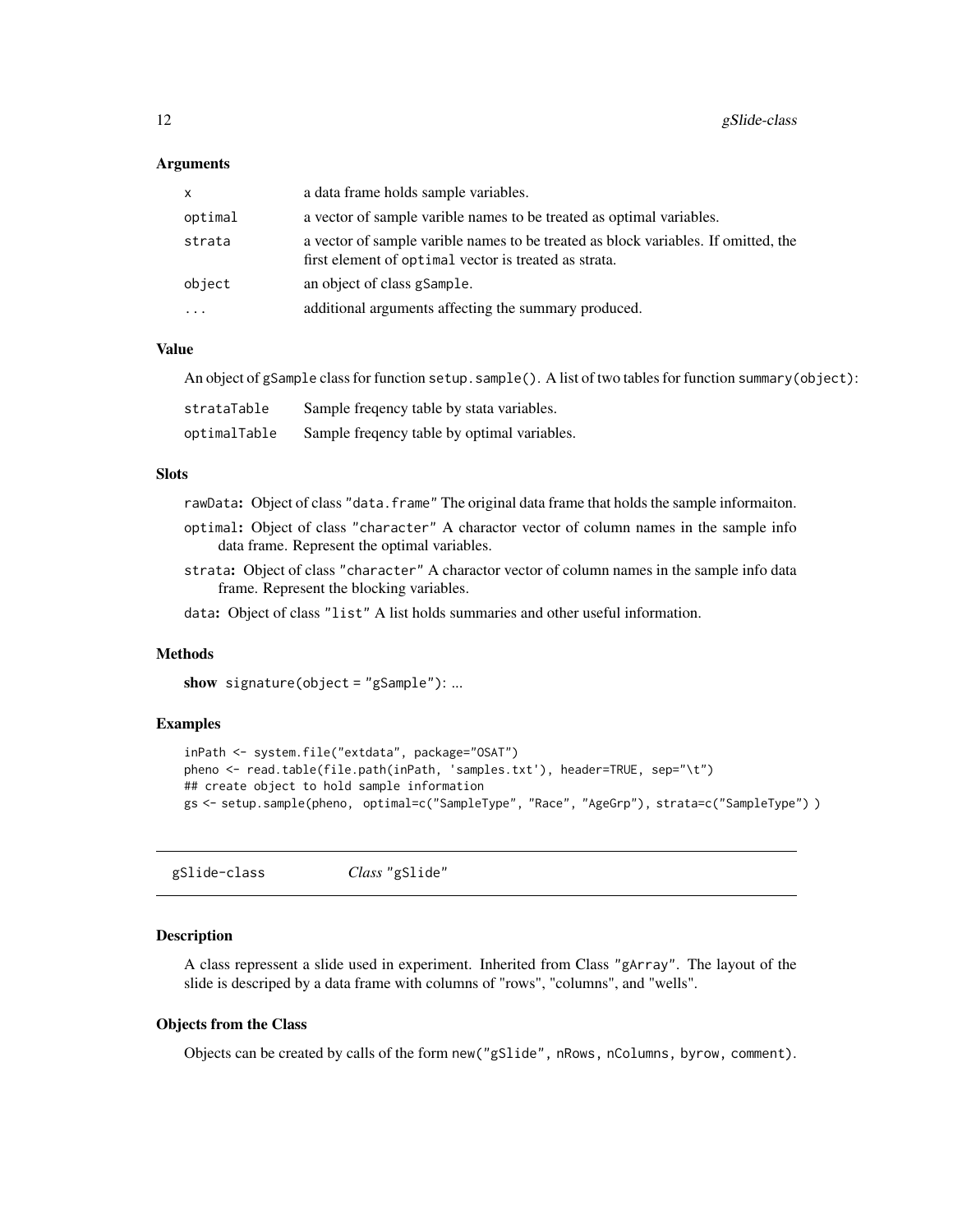### Arguments

| | |
|---|---|
| `x` | a data frame holds sample variables. |
| `optimal` | a vector of sample varible names to be treated as optimal variables. |
| `strata` | a vector of sample varible names to be treated as block variables. If omitted, the first element of `optimal` vector is treated as strata. |
| `object` | an object of class `gSample`. |
| `...` | additional arguments affecting the summary produced. |

### Value

An object of `gSample` class for function `setup.sample()`. A list of two tables for function `summary(object)`:

| | |
|---|---|
| `strataTable` | Sample freqency table by stata variables. |
| `optimalTable` | Sample freqency table by optimal variables. |

### Slots

`rawData`: Object of class `"data.frame"` The original data frame that holds the sample informaiton.

`optimal`: Object of class `"character"` A charactor vector of column names in the sample info data frame. Represent the optimal variables.

`strata`: Object of class `"character"` A charactor vector of column names in the sample info data frame. Represent the blocking variables.

`data`: Object of class `"list"` A list holds summaries and other useful information.

### Methods

**show** `signature(object = "gSample")`: ...

### Examples

```
inPath <- system.file("extdata", package="OSAT")
pheno <- read.table(file.path(inPath, 'samples.txt'), header=TRUE, sep="\t")
## create object to hold sample information
gs <- setup.sample(pheno, optimal=c("SampleType", "Race", "AgeGrp"), strata=c("SampleType") )
```

---

## gSlide-class *Class* "gSlide"

### Description

A class repressent a slide used in experiment. Inherited from Class `"gArray"`. The layout of the slide is descriped by a data frame with columns of "rows", "columns", and "wells".

### Objects from the Class

Objects can be created by calls of the form `new("gSlide", nRows, nColumns, byrow, comment)`.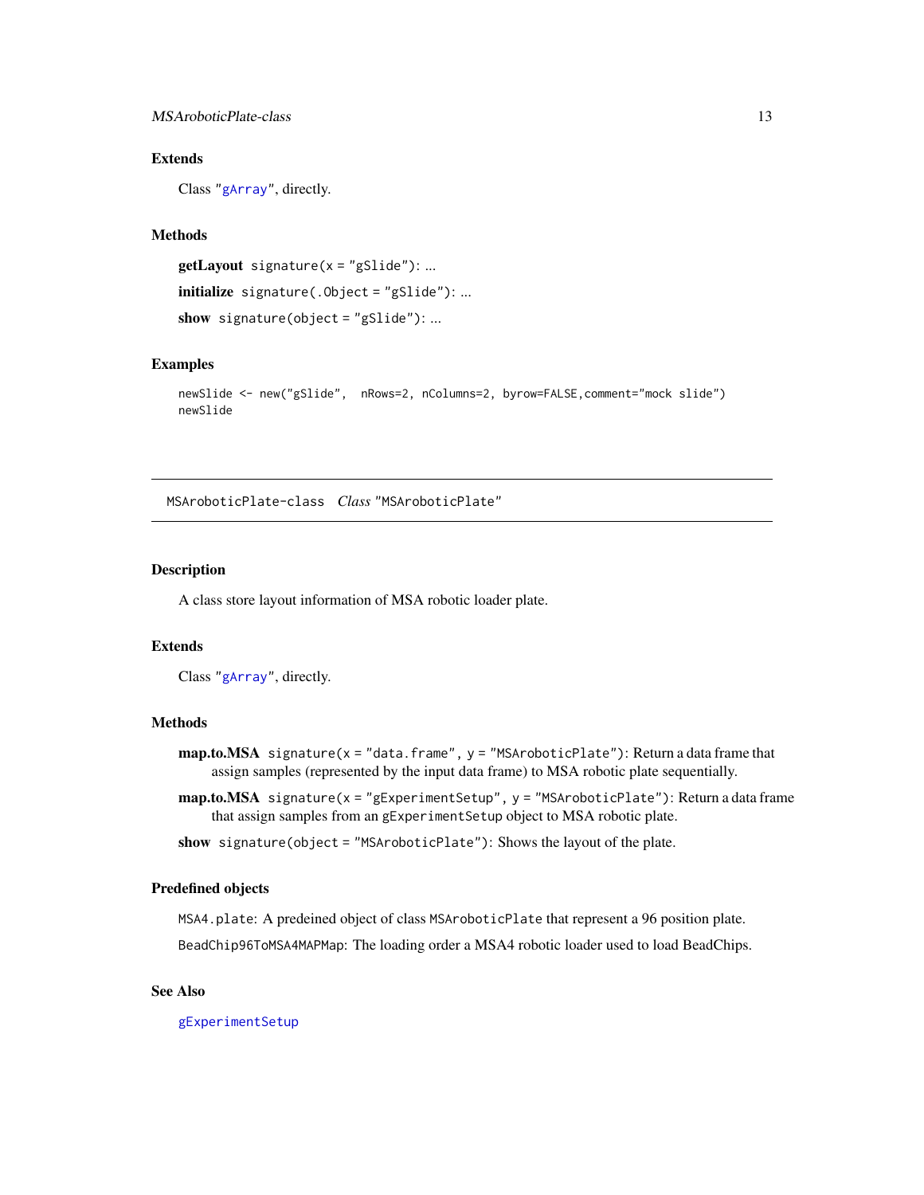### Extends

Class "gArray", directly.

### Methods

**getLayout** `signature(x = "gSlide")`: ...

**initialize** `signature(.Object = "gSlide")`: ...

**show** `signature(object = "gSlide")`: ...

### Examples

```
newSlide <- new("gSlide",  nRows=2, nColumns=2, byrow=FALSE,comment="mock slide")
newSlide
```

---

## MSAroboticPlate-class    *Class* "MSAroboticPlate"

---

### Description

A class store layout information of MSA robotic loader plate.

### Extends

Class "gArray", directly.

### Methods

**map.to.MSA** `signature(x = "data.frame", y = "MSAroboticPlate")`: Return a data frame that assign samples (represented by the input data frame) to MSA robotic plate sequentially.

**map.to.MSA** `signature(x = "gExperimentSetup", y = "MSAroboticPlate")`: Return a data frame that assign samples from an `gExperimentSetup` object to MSA robotic plate.

**show** `signature(object = "MSAroboticPlate")`: Shows the layout of the plate.

### Predefined objects

`MSA4.plate`: A predeined object of class `MSAroboticPlate` that represent a 96 position plate.

`BeadChip96ToMSA4MAPMap`: The loading order a MSA4 robotic loader used to load BeadChips.

### See Also

gExperimentSetup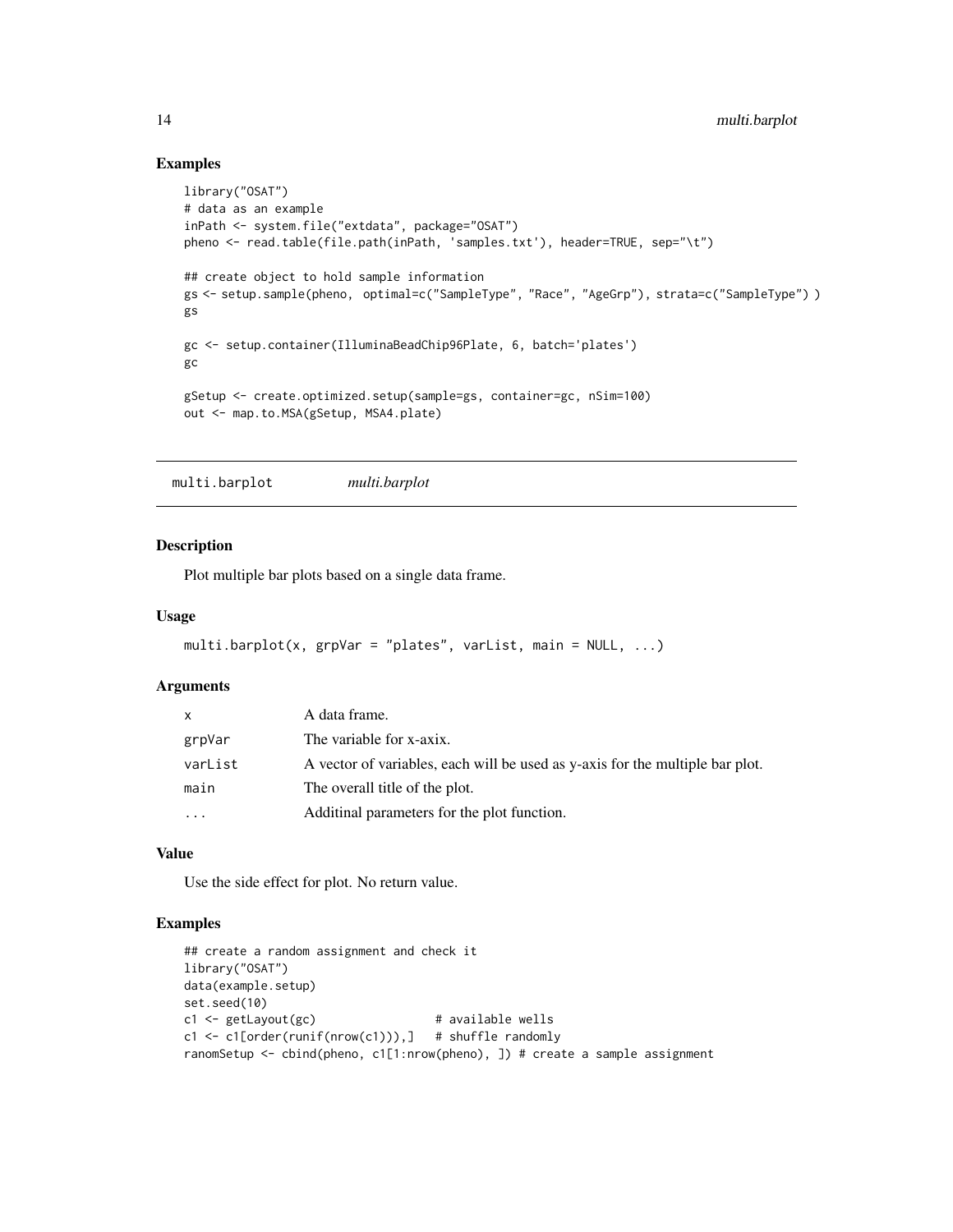## Examples

```
library("OSAT")
# data as an example
inPath <- system.file("extdata", package="OSAT")
pheno <- read.table(file.path(inPath, 'samples.txt'), header=TRUE, sep="\t")

## create object to hold sample information
gs <- setup.sample(pheno, optimal=c("SampleType", "Race", "AgeGrp"), strata=c("SampleType") )
gs

gc <- setup.container(IlluminaBeadChip96Plate, 6, batch='plates')
gc

gSetup <- create.optimized.setup(sample=gs, container=gc, nSim=100)
out <- map.to.MSA(gSetup, MSA4.plate)
```

---

# multi.barplot *multi.barplot*

---

## Description

Plot multiple bar plots based on a single data frame.

## Usage

```
multi.barplot(x, grpVar = "plates", varList, main = NULL, ...)
```

## Arguments

| | |
|---|---|
| x | A data frame. |
| grpVar | The variable for x-axix. |
| varList | A vector of variables, each will be used as y-axis for the multiple bar plot. |
| main | The overall title of the plot. |
| ... | Additinal parameters for the plot function. |

## Value

Use the side effect for plot. No return value.

## Examples

```
## create a random assignment and check it
library("OSAT")
data(example.setup)
set.seed(10)
c1 <- getLayout(gc)                # available wells
c1 <- c1[order(runif(nrow(c1))),]  # shuffle randomly
ranomSetup <- cbind(pheno, c1[1:nrow(pheno), ]) # create a sample assignment
```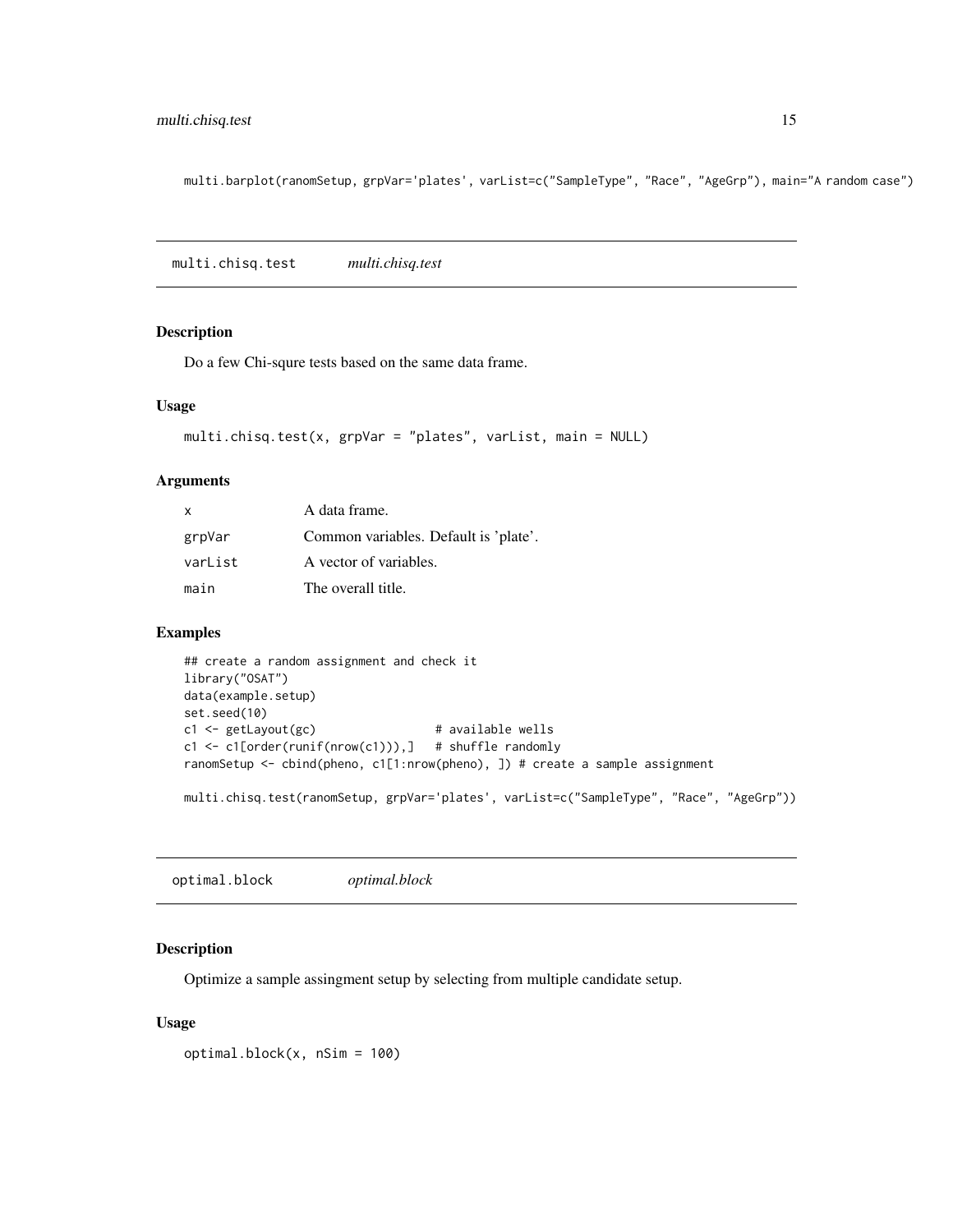```
multi.barplot(ranomSetup, grpVar='plates', varList=c("SampleType", "Race", "AgeGrp"), main="A random case")
```

## multi.chisq.test *multi.chisq.test*

### Description

Do a few Chi-squre tests based on the same data frame.

### Usage

```
multi.chisq.test(x, grpVar = "plates", varList, main = NULL)
```

### Arguments

| | |
|---|---|
| x | A data frame. |
| grpVar | Common variables. Default is 'plate'. |
| varList | A vector of variables. |
| main | The overall title. |

### Examples

```
## create a random assignment and check it
library("OSAT")
data(example.setup)
set.seed(10)
c1 <- getLayout(gc)                 # available wells
c1 <- c1[order(runif(nrow(c1))),]   # shuffle randomly
ranomSetup <- cbind(pheno, c1[1:nrow(pheno), ]) # create a sample assignment

multi.chisq.test(ranomSetup, grpVar='plates', varList=c("SampleType", "Race", "AgeGrp"))
```

## optimal.block *optimal.block*

### Description

Optimize a sample assingment setup by selecting from multiple candidate setup.

### Usage

```
optimal.block(x, nSim = 100)
```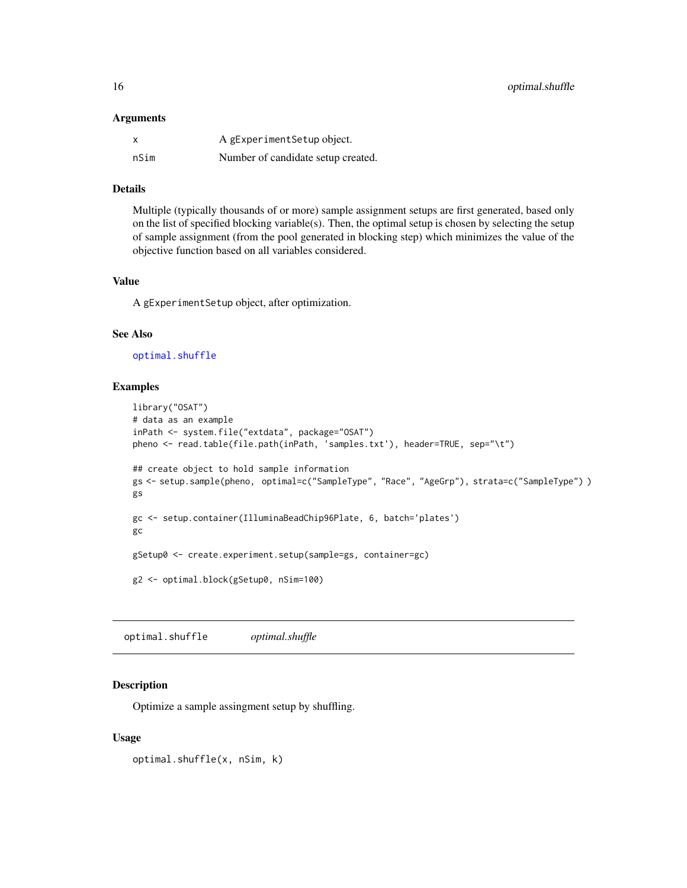### Arguments

| | |
|---|---|
| x | A gExperimentSetup object. |
| nSim | Number of candidate setup created. |

### Details

Multiple (typically thousands of or more) sample assignment setups are first generated, based only on the list of specified blocking variable(s). Then, the optimal setup is chosen by selecting the setup of sample assignment (from the pool generated in blocking step) which minimizes the value of the objective function based on all variables considered.

### Value

A gExperimentSetup object, after optimization.

### See Also

optimal.shuffle

### Examples

```
library("OSAT")
# data as an example
inPath <- system.file("extdata", package="OSAT")
pheno <- read.table(file.path(inPath, 'samples.txt'), header=TRUE, sep="\t")

## create object to hold sample information
gs <- setup.sample(pheno, optimal=c("SampleType", "Race", "AgeGrp"), strata=c("SampleType") )
gs

gc <- setup.container(IlluminaBeadChip96Plate, 6, batch='plates')
gc

gSetup0 <- create.experiment.setup(sample=gs, container=gc)

g2 <- optimal.block(gSetup0, nSim=100)
```

---

## optimal.shuffle *optimal.shuffle*

---

### Description

Optimize a sample assingment setup by shuffling.

### Usage

```
optimal.shuffle(x, nSim, k)
```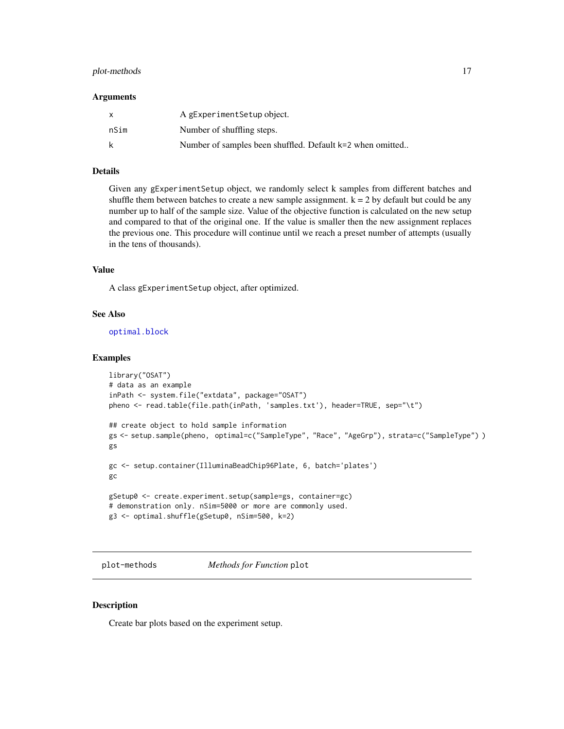### Arguments

| | |
|---|---|
| x | A gExperimentSetup object. |
| nSim | Number of shuffling steps. |
| k | Number of samples been shuffled. Default k=2 when omitted.. |

### Details

Given any gExperimentSetup object, we randomly select k samples from different batches and shuffle them between batches to create a new sample assignment. k = 2 by default but could be any number up to half of the sample size. Value of the objective function is calculated on the new setup and compared to that of the original one. If the value is smaller then the new assignment replaces the previous one. This procedure will continue until we reach a preset number of attempts (usually in the tens of thousands).

### Value

A class gExperimentSetup object, after optimized.

### See Also

optimal.block

### Examples

```
library("OSAT")
# data as an example
inPath <- system.file("extdata", package="OSAT")
pheno <- read.table(file.path(inPath, 'samples.txt'), header=TRUE, sep="\t")

## create object to hold sample information
gs <- setup.sample(pheno, optimal=c("SampleType", "Race", "AgeGrp"), strata=c("SampleType") )
gs

gc <- setup.container(IlluminaBeadChip96Plate, 6, batch='plates')
gc

gSetup0 <- create.experiment.setup(sample=gs, container=gc)
# demonstration only. nSim=5000 or more are commonly used.
g3 <- optimal.shuffle(gSetup0, nSim=500, k=2)
```

---

## plot-methods &nbsp;&nbsp;&nbsp;&nbsp; *Methods for Function* plot

---

### Description

Create bar plots based on the experiment setup.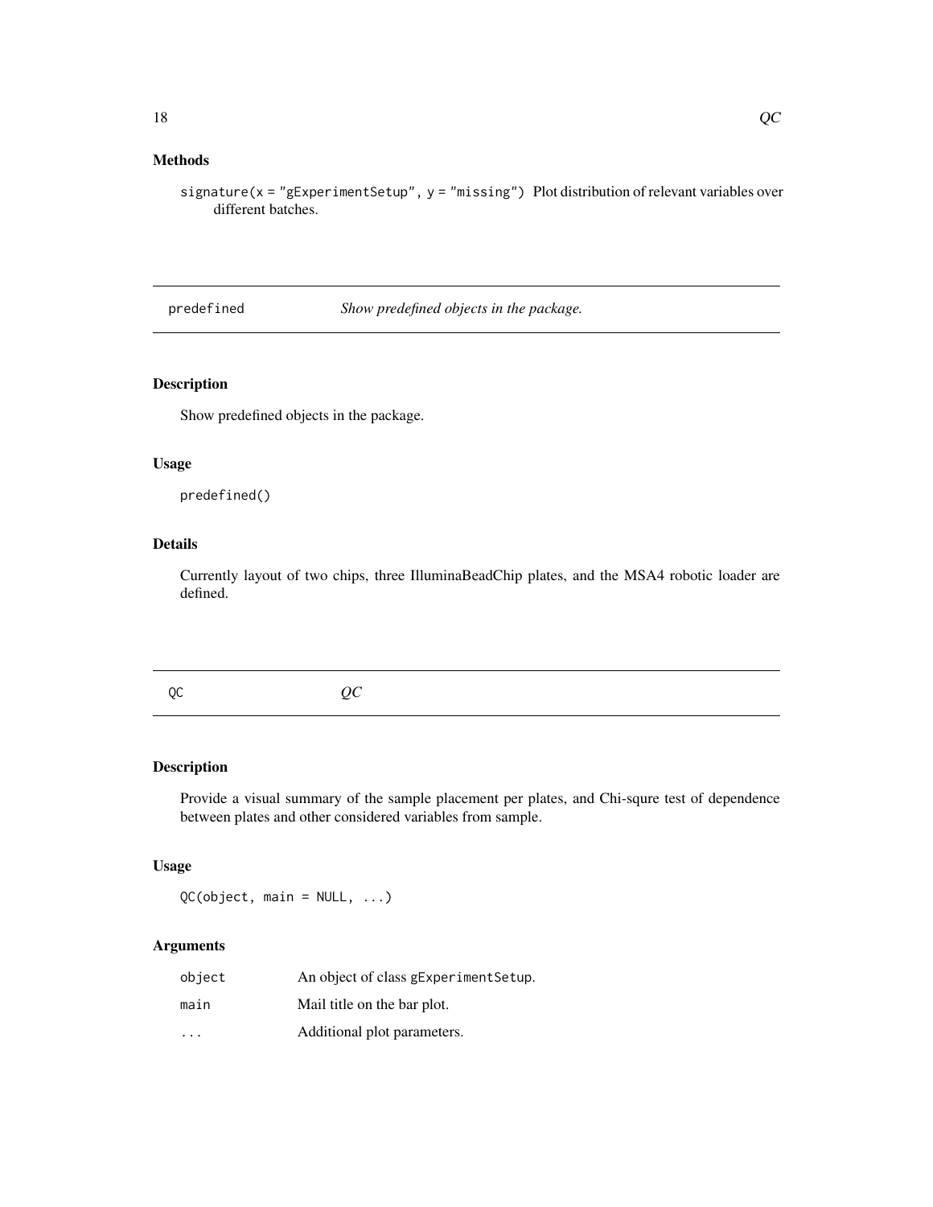### Methods

`signature(x = "gExperimentSetup", y = "missing")` Plot distribution of relevant variables over different batches.

---

## predefined — *Show predefined objects in the package.*

### Description

Show predefined objects in the package.

### Usage

```
predefined()
```

### Details

Currently layout of two chips, three IlluminaBeadChip plates, and the MSA4 robotic loader are defined.

---

## QC — *QC*

### Description

Provide a visual summary of the sample placement per plates, and Chi-squre test of dependence between plates and other considered variables from sample.

### Usage

```
QC(object, main = NULL, ...)
```

### Arguments

| | |
|---|---|
| object | An object of class gExperimentSetup. |
| main | Mail title on the bar plot. |
| ... | Additional plot parameters. |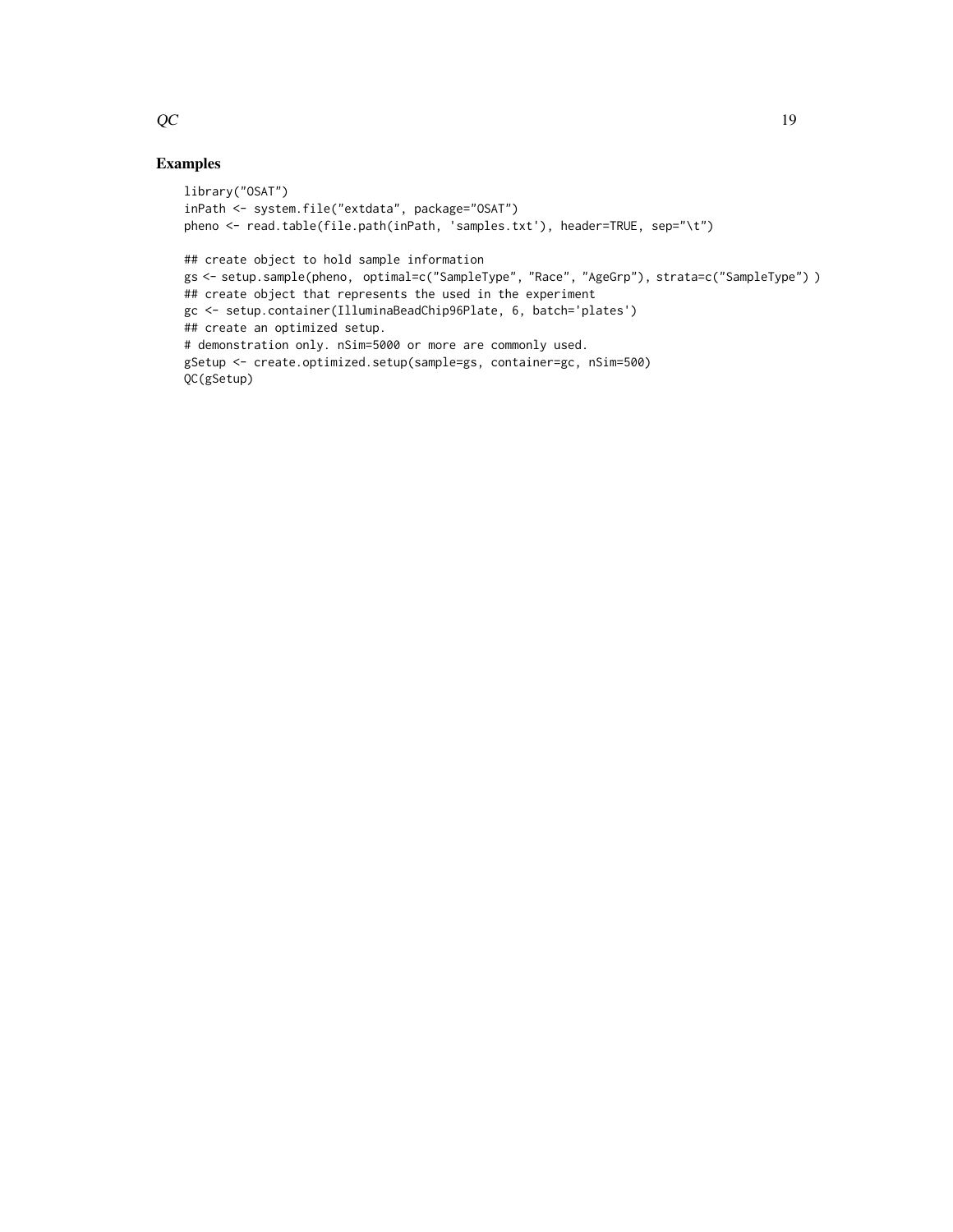## Examples

```
library("OSAT")
inPath <- system.file("extdata", package="OSAT")
pheno <- read.table(file.path(inPath, 'samples.txt'), header=TRUE, sep="\t")

## create object to hold sample information
gs <- setup.sample(pheno, optimal=c("SampleType", "Race", "AgeGrp"), strata=c("SampleType") )
## create object that represents the used in the experiment
gc <- setup.container(IlluminaBeadChip96Plate, 6, batch='plates')
## create an optimized setup.
# demonstration only. nSim=5000 or more are commonly used.
gSetup <- create.optimized.setup(sample=gs, container=gc, nSim=500)
QC(gSetup)
```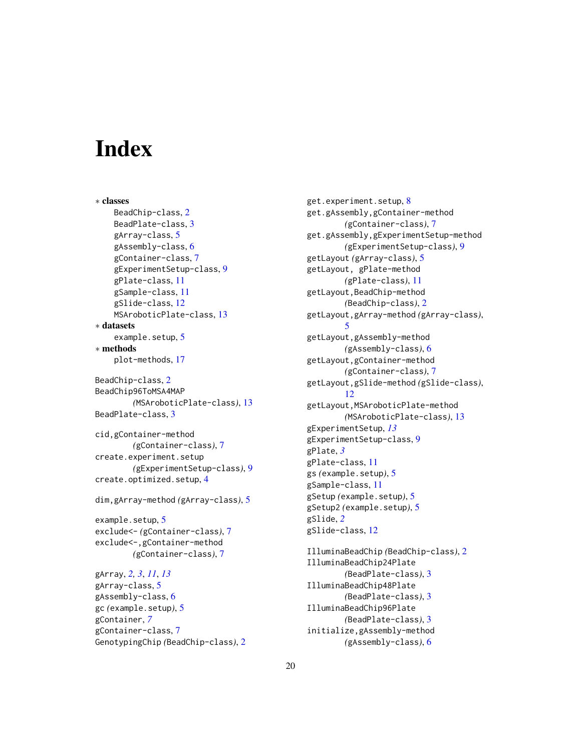# Index

∗ **classes**
- BeadChip-class, 2
- BeadPlate-class, 3
- gArray-class, 5
- gAssembly-class, 6
- gContainer-class, 7
- gExperimentSetup-class, 9
- gPlate-class, 11
- gSample-class, 11
- gSlide-class, 12
- MSAroboticPlate-class, 13

∗ **datasets**
- example.setup, 5

∗ **methods**
- plot-methods, 17

BeadChip-class, 2
BeadChip96ToMSA4MAP *(*MSAroboticPlate-class*)*, 13
BeadPlate-class, 3

cid,gContainer-method *(*gContainer-class*)*, 7
create.experiment.setup *(*gExperimentSetup-class*)*, 9
create.optimized.setup, 4

dim,gArray-method *(*gArray-class*)*, 5

example.setup, 5
exclude<- *(*gContainer-class*)*, 7
exclude<-,gContainer-method *(*gContainer-class*)*, 7

gArray, *2, 3*, *11*, *13*
gArray-class, 5
gAssembly-class, 6
gc *(*example.setup*)*, 5
gContainer, *7*
gContainer-class, 7
GenotypingChip *(*BeadChip-class*)*, 2
get.experiment.setup, 8
get.gAssembly,gContainer-method *(*gContainer-class*)*, 7
get.gAssembly,gExperimentSetup-method *(*gExperimentSetup-class*)*, 9
getLayout *(*gArray-class*)*, 5
getLayout, gPlate-method *(*gPlate-class*)*, 11
getLayout,BeadChip-method *(*BeadChip-class*)*, 2
getLayout,gArray-method *(*gArray-class*)*, 5
getLayout,gAssembly-method *(*gAssembly-class*)*, 6
getLayout,gContainer-method *(*gContainer-class*)*, 7
getLayout,gSlide-method *(*gSlide-class*)*, 12
getLayout,MSAroboticPlate-method *(*MSAroboticPlate-class*)*, 13
gExperimentSetup, *13*
gExperimentSetup-class, 9
gPlate, *3*
gPlate-class, 11
gs *(*example.setup*)*, 5
gSample-class, 11
gSetup *(*example.setup*)*, 5
gSetup2 *(*example.setup*)*, 5
gSlide, *2*
gSlide-class, 12

IlluminaBeadChip *(*BeadChip-class*)*, 2
IlluminaBeadChip24Plate *(*BeadPlate-class*)*, 3
IlluminaBeadChip48Plate *(*BeadPlate-class*)*, 3
IlluminaBeadChip96Plate *(*BeadPlate-class*)*, 3
initialize,gAssembly-method *(*gAssembly-class*)*, 6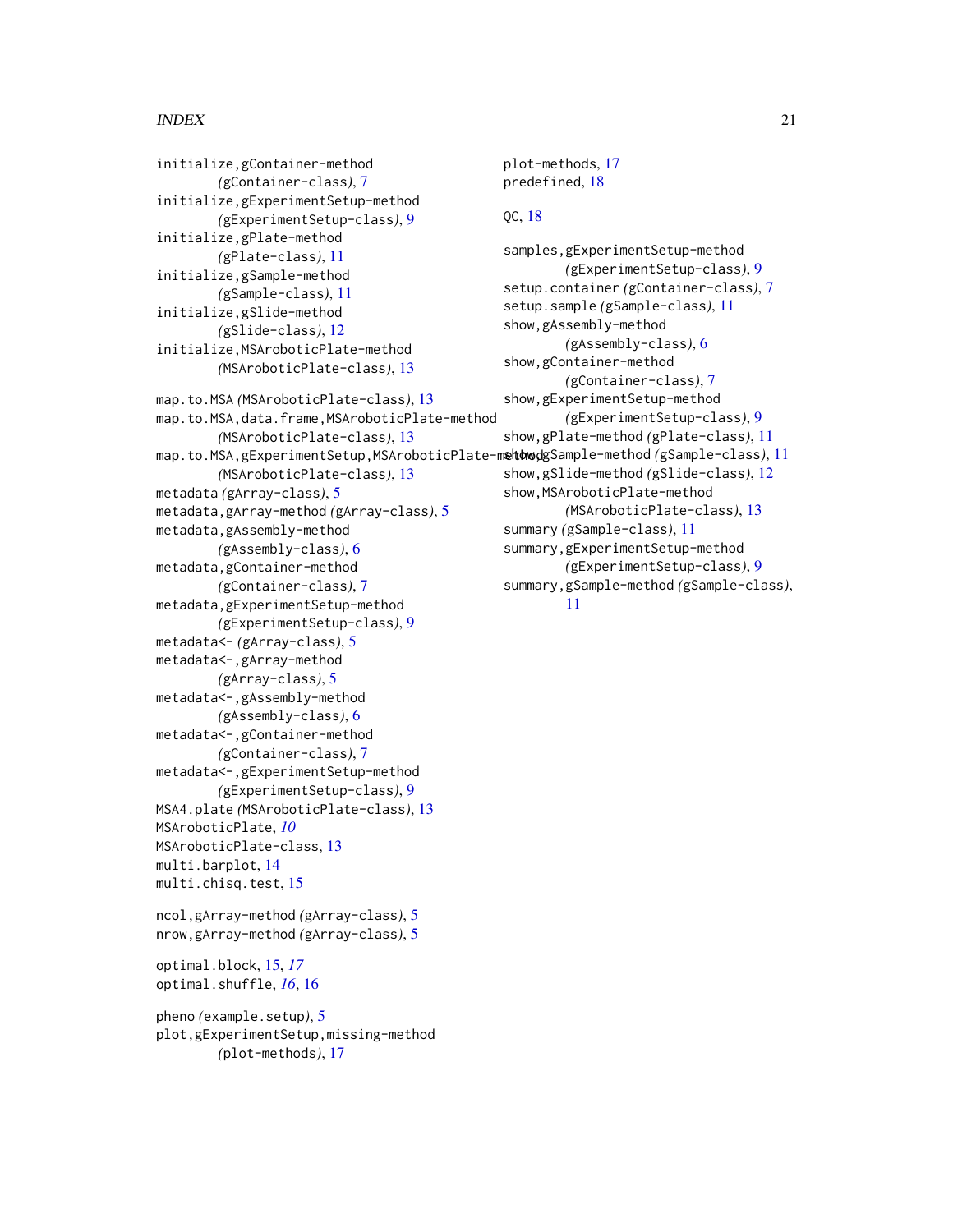initialize,gContainer-method
*(gContainer-class)*, 7
initialize,gExperimentSetup-method
*(gExperimentSetup-class)*, 9
initialize,gPlate-method
*(gPlate-class)*, 11
initialize,gSample-method
*(gSample-class)*, 11
initialize,gSlide-method
*(gSlide-class)*, 12
initialize,MSAroboticPlate-method
*(MSAroboticPlate-class)*, 13

map.to.MSA *(MSAroboticPlate-class)*, 13
map.to.MSA,data.frame,MSAroboticPlate-method
*(MSAroboticPlate-class)*, 13
map.to.MSA,gExperimentSetup,MSAroboticPlate-method
*(MSAroboticPlate-class)*, 13
metadata *(gArray-class)*, 5
metadata,gArray-method *(gArray-class)*, 5
metadata,gAssembly-method
*(gAssembly-class)*, 6
metadata,gContainer-method
*(gContainer-class)*, 7
metadata,gExperimentSetup-method
*(gExperimentSetup-class)*, 9
metadata<- *(gArray-class)*, 5
metadata<-,gArray-method
*(gArray-class)*, 5
metadata<-,gAssembly-method
*(gAssembly-class)*, 6
metadata<-,gContainer-method
*(gContainer-class)*, 7
metadata<-,gExperimentSetup-method
*(gExperimentSetup-class)*, 9
MSA4.plate *(MSAroboticPlate-class)*, 13
MSAroboticPlate, *10*
MSAroboticPlate-class, 13
multi.barplot, 14
multi.chisq.test, 15

ncol,gArray-method *(gArray-class)*, 5
nrow,gArray-method *(gArray-class)*, 5

optimal.block, 15, *17*
optimal.shuffle, *16*, 16

pheno *(example.setup)*, 5
plot,gExperimentSetup,missing-method
*(plot-methods)*, 17
plot-methods, 17
predefined, 18

QC, 18

samples,gExperimentSetup-method
*(gExperimentSetup-class)*, 9
setup.container *(gContainer-class)*, 7
setup.sample *(gSample-class)*, 11
show,gAssembly-method
*(gAssembly-class)*, 6
show,gContainer-method
*(gContainer-class)*, 7
show,gExperimentSetup-method
*(gExperimentSetup-class)*, 9
show,gPlate-method *(gPlate-class)*, 11
show,gSample-method *(gSample-class)*, 11
show,gSlide-method *(gSlide-class)*, 12
show,MSAroboticPlate-method
*(MSAroboticPlate-class)*, 13
summary *(gSample-class)*, 11
summary,gExperimentSetup-method
*(gExperimentSetup-class)*, 9
summary,gSample-method *(gSample-class)*,
11